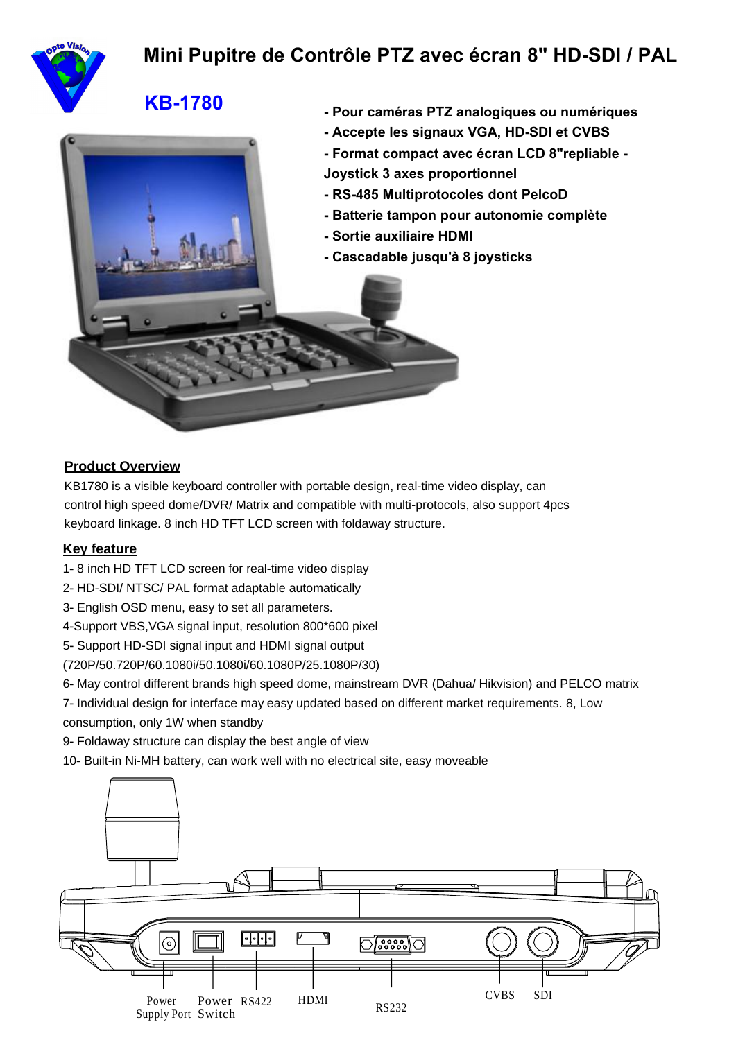# Mini Pupitre de Contrôle PTZ avec écran 8" HD-SDI / PAL

## KB-1780

- Pour caméras PTZ analogiques ou numériques
- Accepte les signaux VGA, HD-SDI et CVBS
- Format compact avec écran LCD 8"repliable - Joystick 3 axes proportionnel
- RS-485 Multiprotocoles dont PelcoD
- Batterie tampon pour autonomie complète
- Sortie auxiliaire HDMI
- Cascadable jusqu'à 8 joysticks

### Product Overview

KB1780 is a visible keyboard controller with portable design, real-time video display, can control high speed dome/DVR/ Matrix and compatible with multi-protocols, also support 4pcs keyboard linkage. 8 inch HD TFT LCD screen with foldaway structure.

### Key feature

1- 8 inch HD TFT LCD screen for real-time video display
2- HD-SDI/ NTSC/ PAL format adaptable automatically
3- English OSD menu, easy to set all parameters.
4-Support VBS,VGA signal input, resolution 800*600 pixel
5- Support HD-SDI signal input and HDMI signal output (720P/50.720P/60.1080i/50.1080i/60.1080P/25.1080P/30)
6- May control different brands high speed dome, mainstream DVR (Dahua/ Hikvision) and PELCO matrix
7- Individual design for interface may easy updated based on different market requirements. 8, Low consumption, only 1W when standby
9- Foldaway structure can display the best angle of view
10- Built-in Ni-MH battery, can work well with no electrical site, easy moveable

Power Supply Port | Power Switch | RS422 | HDMI | RS232 | CVBS | SDI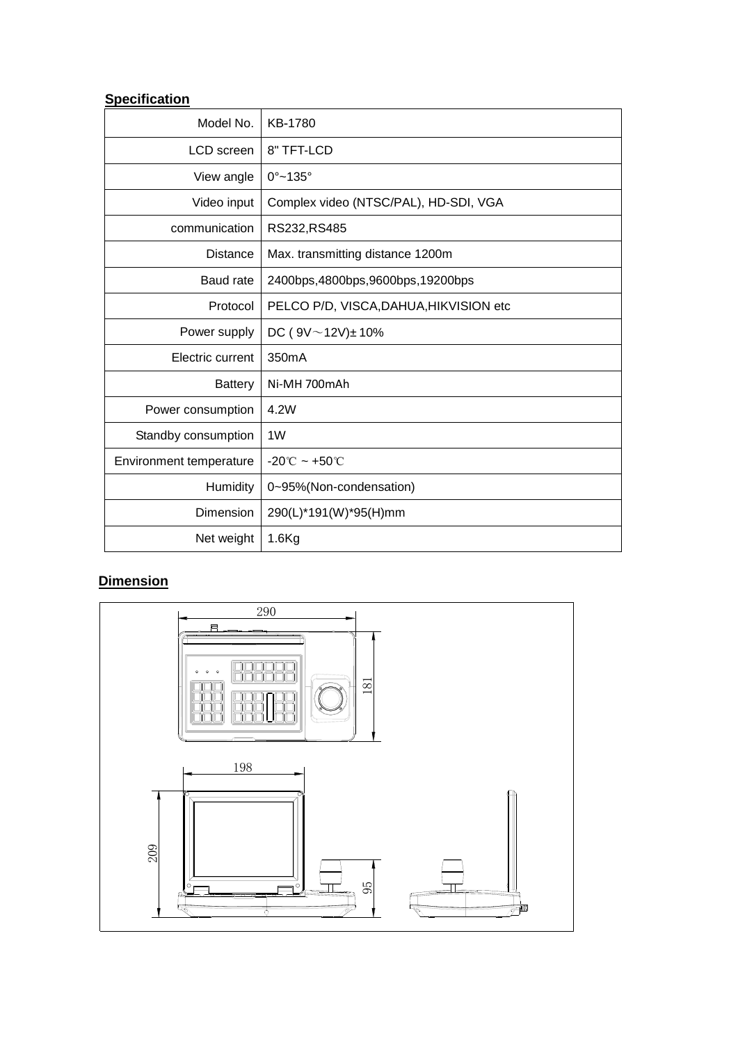**Specification**

| Model No. | KB-1780 |
|---|---|
| LCD screen | 8" TFT-LCD |
| View angle | 0°~135° |
| Video input | Complex video (NTSC/PAL), HD-SDI, VGA |
| communication | RS232,RS485 |
| Distance | Max. transmitting distance 1200m |
| Baud rate | 2400bps,4800bps,9600bps,19200bps |
| Protocol | PELCO P/D, VISCA,DAHUA,HIKVISION etc |
| Power supply | DC ( 9V～12V)± 10% |
| Electric current | 350mA |
| Battery | Ni-MH 700mAh |
| Power consumption | 4.2W |
| Standby consumption | 1W |
| Environment temperature | -20℃ ~ +50℃ |
| Humidity | 0~95%(Non-condensation) |
| Dimension | 290(L)*191(W)*95(H)mm |
| Net weight | 1.6Kg |

**Dimension**

290

181

198

209

95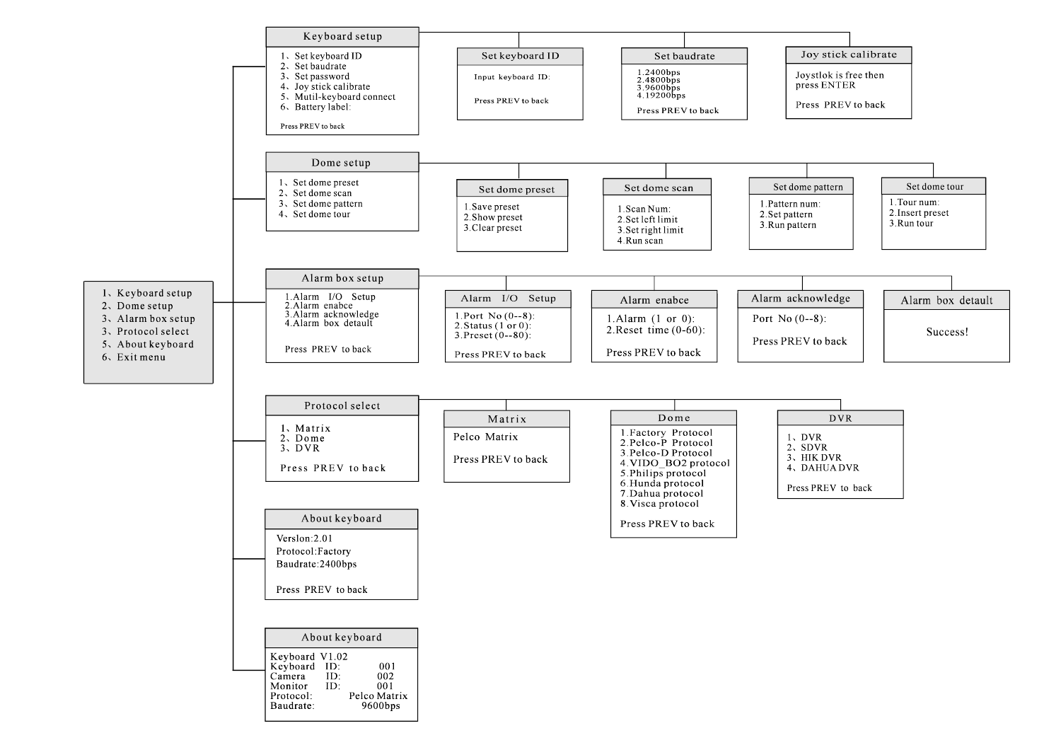1、Keyboard setup
2、Dome setup
3、Alarm box setup
3、Protocol select
5、About keyboard
6、Exit menu

## Keyboard setup

1、Set keyboard ID
2、Set baudrate
3、Set password
4、Joy stick calibrate
5、Mutil-keyboard connect
6、Battery label:

Press PREV to back

### Set keyboard ID

Input keyboard ID:

Press PREV to back

### Set baudrate

1.2400bps
2.4800bps
3.9600bps
4.19200bps

Press PREV to back

### Joy stick calibrate

Joystlok is free then press ENTER

Press PREV to back

## Dome setup

1、Set dome preset
2、Set dome scan
3、Set dome pattern
4、Set dome tour

### Set dome preset

1.Save preset
2.Show preset
3.Clear preset

### Set dome scan

1.Scan Num:
2.Set left limit
3.Set right limit
4.Run scan

### Set dome pattern

1.Pattern num:
2.Set pattern
3.Run pattern

### Set dome tour

1.Tour num:
2.Insert preset
3.Run tour

## Alarm box setup

1.Alarm I/O Setup
2.Alarm enabce
3.Alarm acknowledge
4.Alarm box detault

Press PREV to back

### Alarm I/O Setup

1.Port No (0--8):
2.Status (1 or 0):
3.Preset (0--80):

Press PREV to back

### Alarm enabce

1.Alarm (1 or 0):
2.Reset time (0-60):

Press PREV to back

### Alarm acknowledge

Port No (0--8):

Press PREV to back

### Alarm box detault

Success!

## Protocol select

1、Matrix
2、Dome
3、DVR

Press PREV to back

### Matrix

Pelco Matrix

Press PREV to back

### Dome

1.Factory Protocol
2.Pelco-P Protocol
3.Pelco-D Protocol
4.VIDO_BO2 protocol
5.Philips protocol
6.Hunda protocol
7.Dahua protocol
8.Visca protocol

Press PREV to back

### DVR

1、DVR
2、SDVR
3、HIK DVR
4、DAHUA DVR

Press PREV to back

## About keyboard

Verslon:2.01
Protocol:Factory
Baudrate:2400bps

Press PREV to back

## About keyboard

| | |
|---|---|
| Keyboard V1.02 | |
| Keyboard ID: | 001 |
| Camera ID: | 002 |
| Monitor ID: | 001 |
| Protocol: | Pelco Matrix |
| Baudrate: | 9600bps |